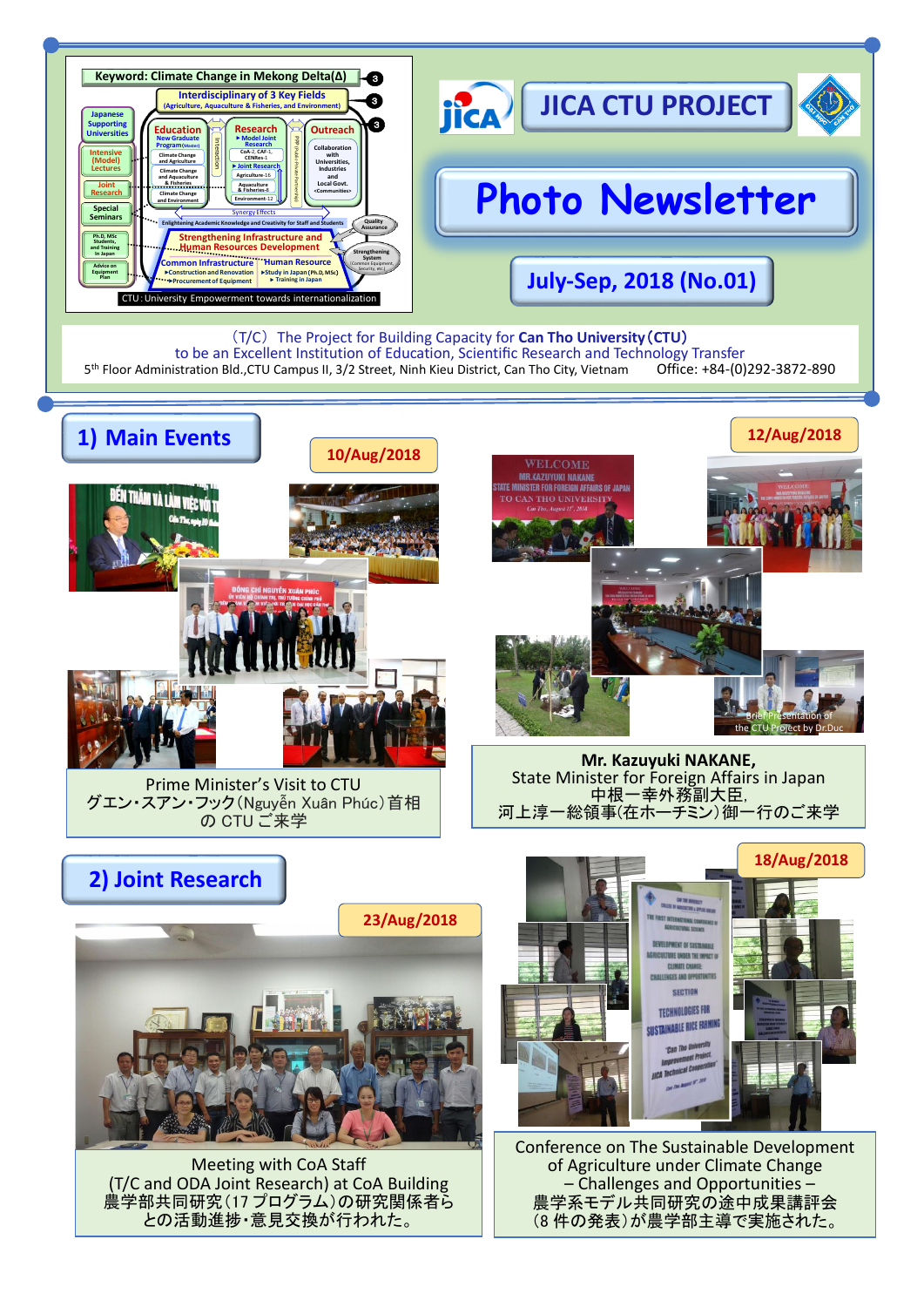# JICA CTU PROJECT

# Photo Newsletter

## July-Sep, 2018 (No.01)

Keyword: Climate Change in Mekong Delta(Δ)

Interdisciplinary of 3 Key Fields (Agriculture, Aquaculture & Fisheries, and Environment)

CTU: University Empowerment towards internationalization

(T/C) The Project for Building Capacity for **Can Tho University (CTU)** to be an Excellent Institution of Education, Scientific Research and Technology Transfer

5th Floor Administration Bld.,CTU Campus II, 3/2 Street, Ninh Kieu District, Can Tho City, Vietnam     Office: +84-(0)292-3872-890

## 1) Main Events

10/Aug/2018

Prime Minister's Visit to CTU
グエン・スアン・フック(Nguyễn Xuân Phúc)首相の CTU ご来学

12/Aug/2018

Brief Presentation of the CTU Project by Dr.Duc

**Mr. Kazuyuki NAKANE,**
State Minister for Foreign Affairs in Japan
中根一幸外務副大臣,
河上淳一総領事(在ホーチミン)御一行のご来学

## 2) Joint Research

23/Aug/2018

Meeting with CoA Staff
(T/C and ODA Joint Research) at CoA Building
農学部共同研究(17 プログラム)の研究関係者らとの活動進捗・意見交換が行われた。

18/Aug/2018

Conference on The Sustainable Development of Agriculture under Climate Change – Challenges and Opportunities –
農学系モデル共同研究の途中成果講評会(8 件の発表)が農学部主導で実施された。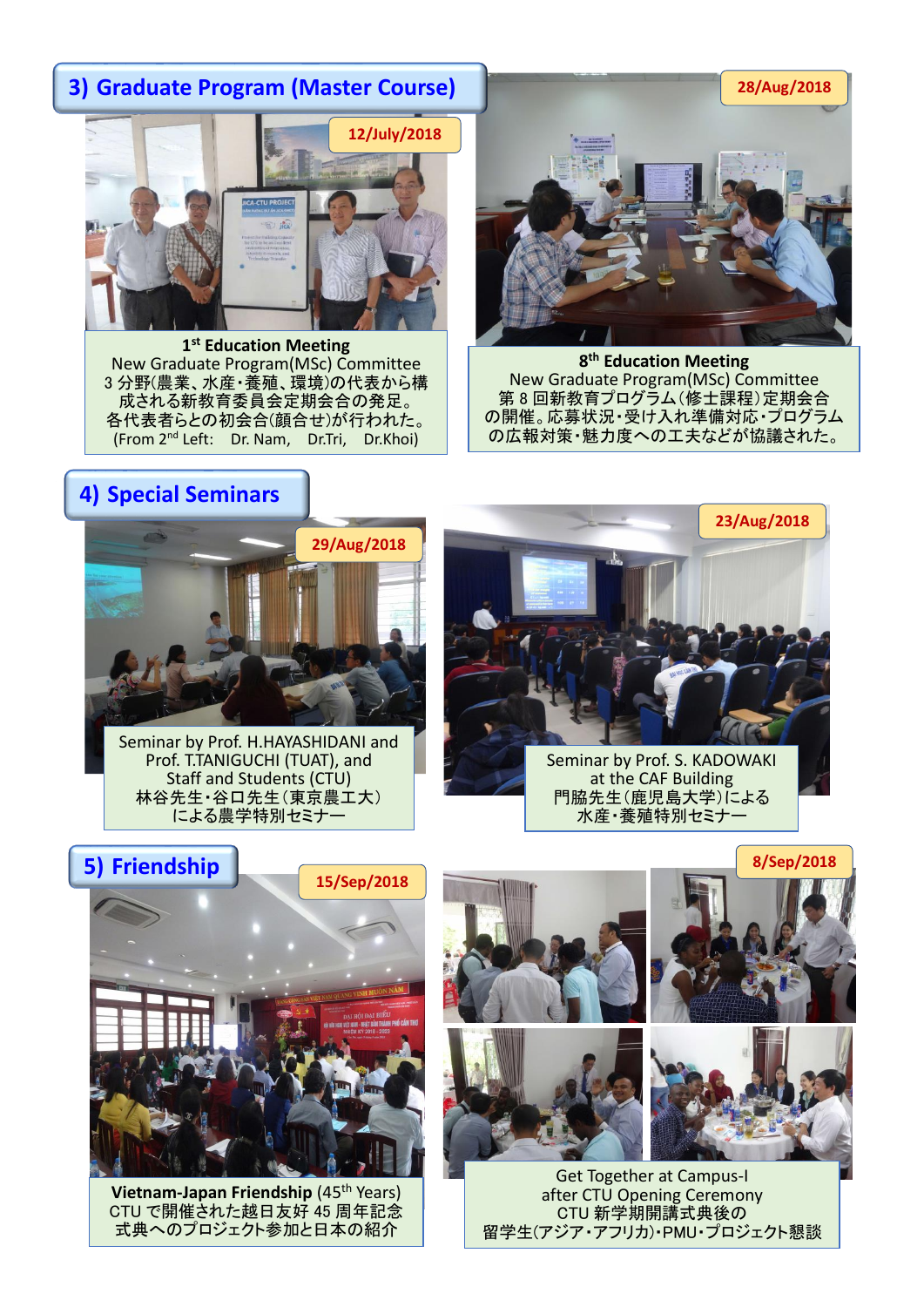## 3) Graduate Program (Master Course)

12/July/2018

**1st Education Meeting**
New Graduate Program(MSc) Committee
3 分野(農業、水産・養殖、環境)の代表から構成される新教育委員会定期会合の発足。各代表者らとの初会合(顔合せ)が行われた。
(From 2nd Left: Dr. Nam, Dr.Tri, Dr.Khoi)

28/Aug/2018

**8th Education Meeting**
New Graduate Program(MSc) Committee
第 8 回新教育プログラム(修士課程)定期会合の開催。応募状況・受け入れ準備対応・プログラムの広報対策・魅力度へのエ夫などが協議された。

## 4) Special Seminars

29/Aug/2018

Seminar by Prof. H.HAYASHIDANI and Prof. T.TANIGUCHI (TUAT), and Staff and Students (CTU)
林谷先生・谷口先生(東京農工大)による農学特別セミナー

23/Aug/2018

Seminar by Prof. S. KADOWAKI at the CAF Building
門脇先生(鹿児島大学)による水産・養殖特別セミナー

## 5) Friendship

15/Sep/2018

**Vietnam-Japan Friendship** (45th Years)
CTU で開催された越日友好 45 周年記念式典へのプロジェクト参加と日本の紹介

8/Sep/2018

Get Together at Campus-I after CTU Opening Ceremony
CTU 新学期開講式典後の留学生(アジア・アフリカ)・PMU・プロジェクト懇談